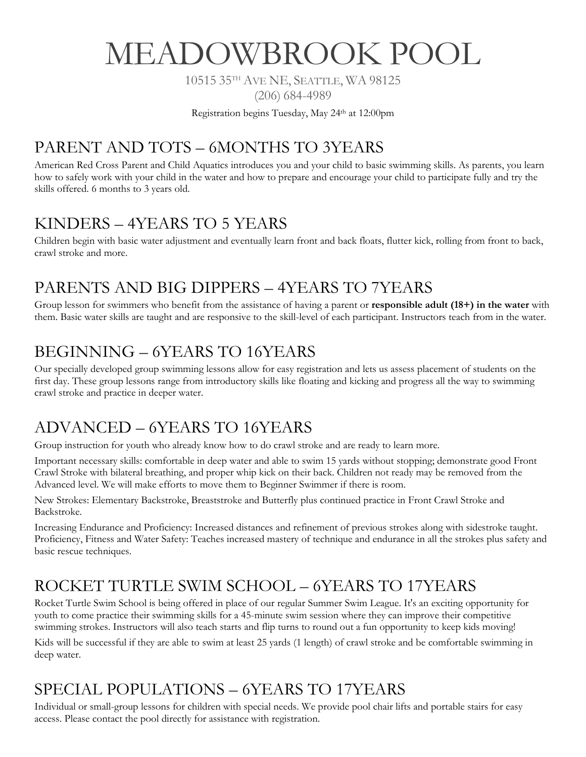# MEADOWBROOK POOL

10515 35TH AVE NE, SEATTLE, WA 98125
(206) 684-4989

Registration begins Tuesday, May 24th at 12:00pm

## PARENT AND TOTS – 6MONTHS TO 3YEARS

American Red Cross Parent and Child Aquatics introduces you and your child to basic swimming skills. As parents, you learn how to safely work with your child in the water and how to prepare and encourage your child to participate fully and try the skills offered. 6 months to 3 years old.

## KINDERS – 4YEARS TO 5 YEARS

Children begin with basic water adjustment and eventually learn front and back floats, flutter kick, rolling from front to back, crawl stroke and more.

## PARENTS AND BIG DIPPERS – 4YEARS TO 7YEARS

Group lesson for swimmers who benefit from the assistance of having a parent or **responsible adult (18+) in the water** with them. Basic water skills are taught and are responsive to the skill-level of each participant. Instructors teach from in the water.

## BEGINNING – 6YEARS TO 16YEARS

Our specially developed group swimming lessons allow for easy registration and lets us assess placement of students on the first day. These group lessons range from introductory skills like floating and kicking and progress all the way to swimming crawl stroke and practice in deeper water.

## ADVANCED – 6YEARS TO 16YEARS

Group instruction for youth who already know how to do crawl stroke and are ready to learn more.

Important necessary skills: comfortable in deep water and able to swim 15 yards without stopping; demonstrate good Front Crawl Stroke with bilateral breathing, and proper whip kick on their back. Children not ready may be removed from the Advanced level. We will make efforts to move them to Beginner Swimmer if there is room.

New Strokes: Elementary Backstroke, Breaststroke and Butterfly plus continued practice in Front Crawl Stroke and Backstroke.

Increasing Endurance and Proficiency: Increased distances and refinement of previous strokes along with sidestroke taught. Proficiency, Fitness and Water Safety: Teaches increased mastery of technique and endurance in all the strokes plus safety and basic rescue techniques.

## ROCKET TURTLE SWIM SCHOOL – 6YEARS TO 17YEARS

Rocket Turtle Swim School is being offered in place of our regular Summer Swim League. It's an exciting opportunity for youth to come practice their swimming skills for a 45-minute swim session where they can improve their competitive swimming strokes. Instructors will also teach starts and flip turns to round out a fun opportunity to keep kids moving!

Kids will be successful if they are able to swim at least 25 yards (1 length) of crawl stroke and be comfortable swimming in deep water.

## SPECIAL POPULATIONS – 6YEARS TO 17YEARS

Individual or small-group lessons for children with special needs. We provide pool chair lifts and portable stairs for easy access. Please contact the pool directly for assistance with registration.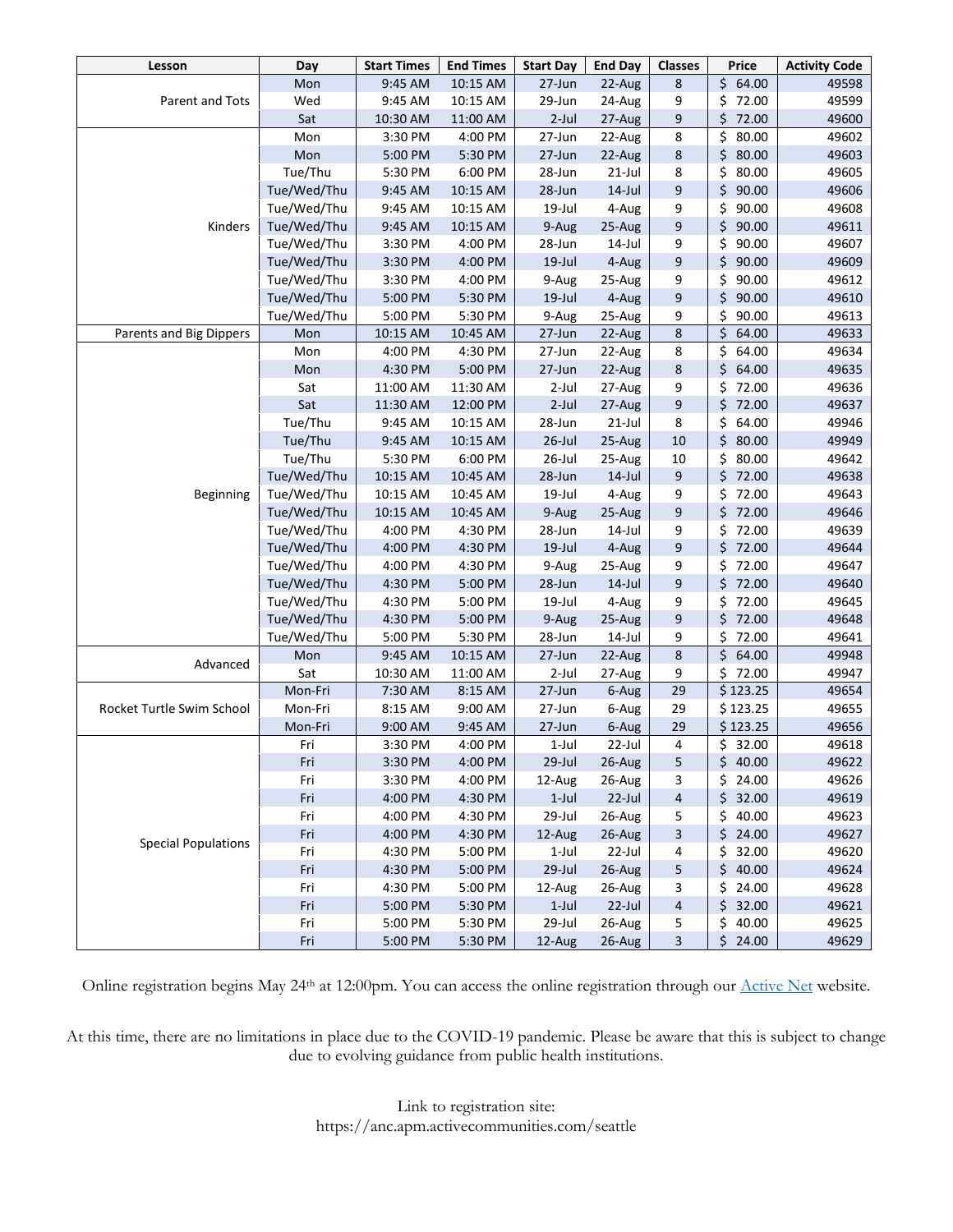| Lesson | Day | Start Times | End Times | Start Day | End Day | Classes | Price | Activity Code |
|---|---|---|---|---|---|---|---|---|
| Parent and Tots | Mon | 9:45 AM | 10:15 AM | 27-Jun | 22-Aug | 8 | $ 64.00 | 49598 |
| | Wed | 9:45 AM | 10:15 AM | 29-Jun | 24-Aug | 9 | $ 72.00 | 49599 |
| | Sat | 10:30 AM | 11:00 AM | 2-Jul | 27-Aug | 9 | $ 72.00 | 49600 |
| Kinders | Mon | 3:30 PM | 4:00 PM | 27-Jun | 22-Aug | 8 | $ 80.00 | 49602 |
| | Mon | 5:00 PM | 5:30 PM | 27-Jun | 22-Aug | 8 | $ 80.00 | 49603 |
| | Tue/Thu | 5:30 PM | 6:00 PM | 28-Jun | 21-Jul | 8 | $ 80.00 | 49605 |
| | Tue/Wed/Thu | 9:45 AM | 10:15 AM | 28-Jun | 14-Jul | 9 | $ 90.00 | 49606 |
| | Tue/Wed/Thu | 9:45 AM | 10:15 AM | 19-Jul | 4-Aug | 9 | $ 90.00 | 49608 |
| | Tue/Wed/Thu | 9:45 AM | 10:15 AM | 9-Aug | 25-Aug | 9 | $ 90.00 | 49611 |
| | Tue/Wed/Thu | 3:30 PM | 4:00 PM | 28-Jun | 14-Jul | 9 | $ 90.00 | 49607 |
| | Tue/Wed/Thu | 3:30 PM | 4:00 PM | 19-Jul | 4-Aug | 9 | $ 90.00 | 49609 |
| | Tue/Wed/Thu | 3:30 PM | 4:00 PM | 9-Aug | 25-Aug | 9 | $ 90.00 | 49612 |
| | Tue/Wed/Thu | 5:00 PM | 5:30 PM | 19-Jul | 4-Aug | 9 | $ 90.00 | 49610 |
| | Tue/Wed/Thu | 5:00 PM | 5:30 PM | 9-Aug | 25-Aug | 9 | $ 90.00 | 49613 |
| Parents and Big Dippers | Mon | 10:15 AM | 10:45 AM | 27-Jun | 22-Aug | 8 | $ 64.00 | 49633 |
| Beginning | Mon | 4:00 PM | 4:30 PM | 27-Jun | 22-Aug | 8 | $ 64.00 | 49634 |
| | Mon | 4:30 PM | 5:00 PM | 27-Jun | 22-Aug | 8 | $ 64.00 | 49635 |
| | Sat | 11:00 AM | 11:30 AM | 2-Jul | 27-Aug | 9 | $ 72.00 | 49636 |
| | Sat | 11:30 AM | 12:00 PM | 2-Jul | 27-Aug | 9 | $ 72.00 | 49637 |
| | Tue/Thu | 9:45 AM | 10:15 AM | 28-Jun | 21-Jul | 8 | $ 64.00 | 49946 |
| | Tue/Thu | 9:45 AM | 10:15 AM | 26-Jul | 25-Aug | 10 | $ 80.00 | 49949 |
| | Tue/Thu | 5:30 PM | 6:00 PM | 26-Jul | 25-Aug | 10 | $ 80.00 | 49642 |
| | Tue/Wed/Thu | 10:15 AM | 10:45 AM | 28-Jun | 14-Jul | 9 | $ 72.00 | 49638 |
| | Tue/Wed/Thu | 10:15 AM | 10:45 AM | 19-Jul | 4-Aug | 9 | $ 72.00 | 49643 |
| | Tue/Wed/Thu | 10:15 AM | 10:45 AM | 9-Aug | 25-Aug | 9 | $ 72.00 | 49646 |
| | Tue/Wed/Thu | 4:00 PM | 4:30 PM | 28-Jun | 14-Jul | 9 | $ 72.00 | 49639 |
| | Tue/Wed/Thu | 4:00 PM | 4:30 PM | 19-Jul | 4-Aug | 9 | $ 72.00 | 49644 |
| | Tue/Wed/Thu | 4:00 PM | 4:30 PM | 9-Aug | 25-Aug | 9 | $ 72.00 | 49647 |
| | Tue/Wed/Thu | 4:30 PM | 5:00 PM | 28-Jun | 14-Jul | 9 | $ 72.00 | 49640 |
| | Tue/Wed/Thu | 4:30 PM | 5:00 PM | 19-Jul | 4-Aug | 9 | $ 72.00 | 49645 |
| | Tue/Wed/Thu | 4:30 PM | 5:00 PM | 9-Aug | 25-Aug | 9 | $ 72.00 | 49648 |
| | Tue/Wed/Thu | 5:00 PM | 5:30 PM | 28-Jun | 14-Jul | 9 | $ 72.00 | 49641 |
| Advanced | Mon | 9:45 AM | 10:15 AM | 27-Jun | 22-Aug | 8 | $ 64.00 | 49948 |
| | Sat | 10:30 AM | 11:00 AM | 2-Jul | 27-Aug | 9 | $ 72.00 | 49947 |
| Rocket Turtle Swim School | Mon-Fri | 7:30 AM | 8:15 AM | 27-Jun | 6-Aug | 29 | $ 123.25 | 49654 |
| | Mon-Fri | 8:15 AM | 9:00 AM | 27-Jun | 6-Aug | 29 | $ 123.25 | 49655 |
| | Mon-Fri | 9:00 AM | 9:45 AM | 27-Jun | 6-Aug | 29 | $ 123.25 | 49656 |
| Special Populations | Fri | 3:30 PM | 4:00 PM | 1-Jul | 22-Jul | 4 | $ 32.00 | 49618 |
| | Fri | 3:30 PM | 4:00 PM | 29-Jul | 26-Aug | 5 | $ 40.00 | 49622 |
| | Fri | 3:30 PM | 4:00 PM | 12-Aug | 26-Aug | 3 | $ 24.00 | 49626 |
| | Fri | 4:00 PM | 4:30 PM | 1-Jul | 22-Jul | 4 | $ 32.00 | 49619 |
| | Fri | 4:00 PM | 4:30 PM | 29-Jul | 26-Aug | 5 | $ 40.00 | 49623 |
| | Fri | 4:00 PM | 4:30 PM | 12-Aug | 26-Aug | 3 | $ 24.00 | 49627 |
| | Fri | 4:30 PM | 5:00 PM | 1-Jul | 22-Jul | 4 | $ 32.00 | 49620 |
| | Fri | 4:30 PM | 5:00 PM | 29-Jul | 26-Aug | 5 | $ 40.00 | 49624 |
| | Fri | 4:30 PM | 5:00 PM | 12-Aug | 26-Aug | 3 | $ 24.00 | 49628 |
| | Fri | 5:00 PM | 5:30 PM | 1-Jul | 22-Jul | 4 | $ 32.00 | 49621 |
| | Fri | 5:00 PM | 5:30 PM | 29-Jul | 26-Aug | 5 | $ 40.00 | 49625 |
| | Fri | 5:00 PM | 5:30 PM | 12-Aug | 26-Aug | 3 | $ 24.00 | 49629 |

Online registration begins May 24th at 12:00pm. You can access the online registration through our Active Net website.

At this time, there are no limitations in place due to the COVID-19 pandemic. Please be aware that this is subject to change due to evolving guidance from public health institutions.

Link to registration site:
https://anc.apm.activecommunities.com/seattle